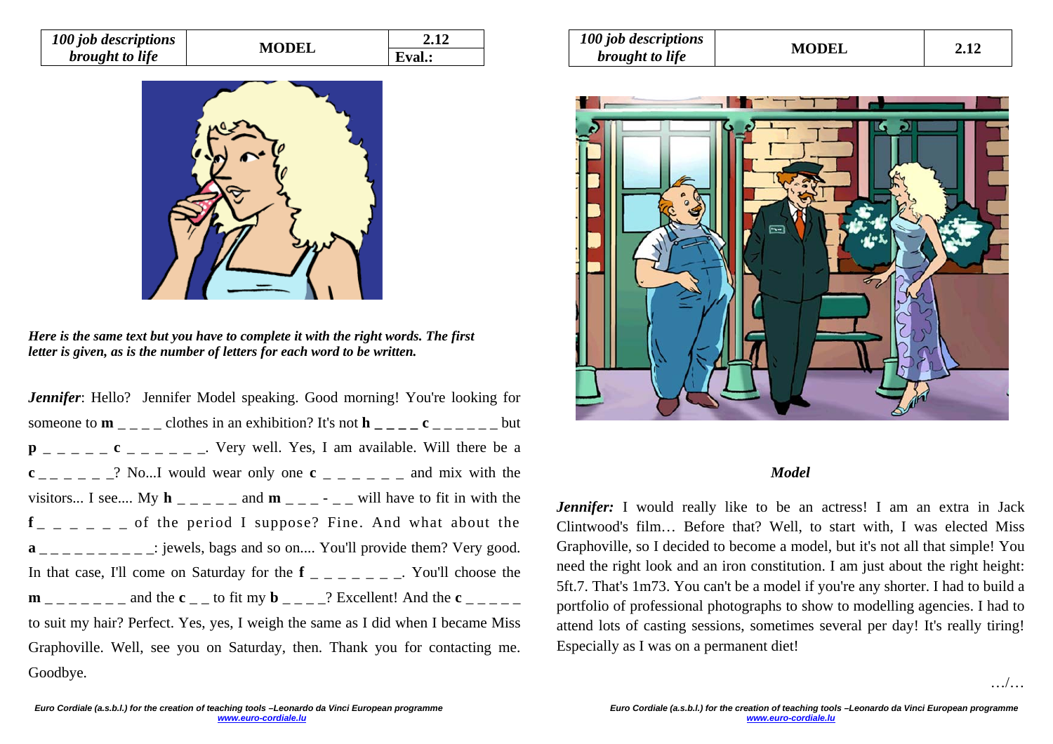| 100 job descriptions brought to life | MODEL | 2.12 |
| --- | --- | --- |
| | | Eval.: |

*Here is the same text but you have to complete it with the right words. The first letter is given, as is the number of letters for each word to be written.*

***Jennifer***: Hello? Jennifer Model speaking. Good morning! You're looking for someone to **m** _ _ _ _ clothes in an exhibition? It's not **h _ _ _ _ c** _ _ _ _ _ _ but **p** _ _ _ _ _ **c** _ _ _ _ _ _ _. Very well. Yes, I am available. Will there be a **c** _ _ _ _ _ _? No...I would wear only one **c** _ _ _ _ _ _ and mix with the visitors... I see.... My **h** _ _ _ _ _ and **m** _ _ _ - _ _ will have to fit in with the **f** _ _ _ _ _ _ of the period I suppose? Fine. And what about the **a** _ _ _ _ _ _ _ _ _ _: jewels, bags and so on.... You'll provide them? Very good. In that case, I'll come on Saturday for the **f** _ _ _ _ _ _ _. You'll choose the **m** _ _ _ _ _ _ _ and the **c** _ _ to fit my **b** _ _ _ _? Excellent! And the **c** _ _ _ _ _ to suit my hair? Perfect. Yes, yes, I weigh the same as I did when I became Miss Graphoville. Well, see you on Saturday, then. Thank you for contacting me. Goodbye.

| 100 job descriptions brought to life | MODEL | 2.12 |
| --- | --- | --- |

## *Model*

***Jennifer:*** I would really like to be an actress! I am an extra in Jack Clintwood's film… Before that? Well, to start with, I was elected Miss Graphoville, so I decided to become a model, but it's not all that simple! You need the right look and an iron constitution. I am just about the right height: 5ft.7. That's 1m73. You can't be a model if you're any shorter. I had to build a portfolio of professional photographs to show to modelling agencies. I had to attend lots of casting sessions, sometimes several per day! It's really tiring! Especially as I was on a permanent diet!

…/…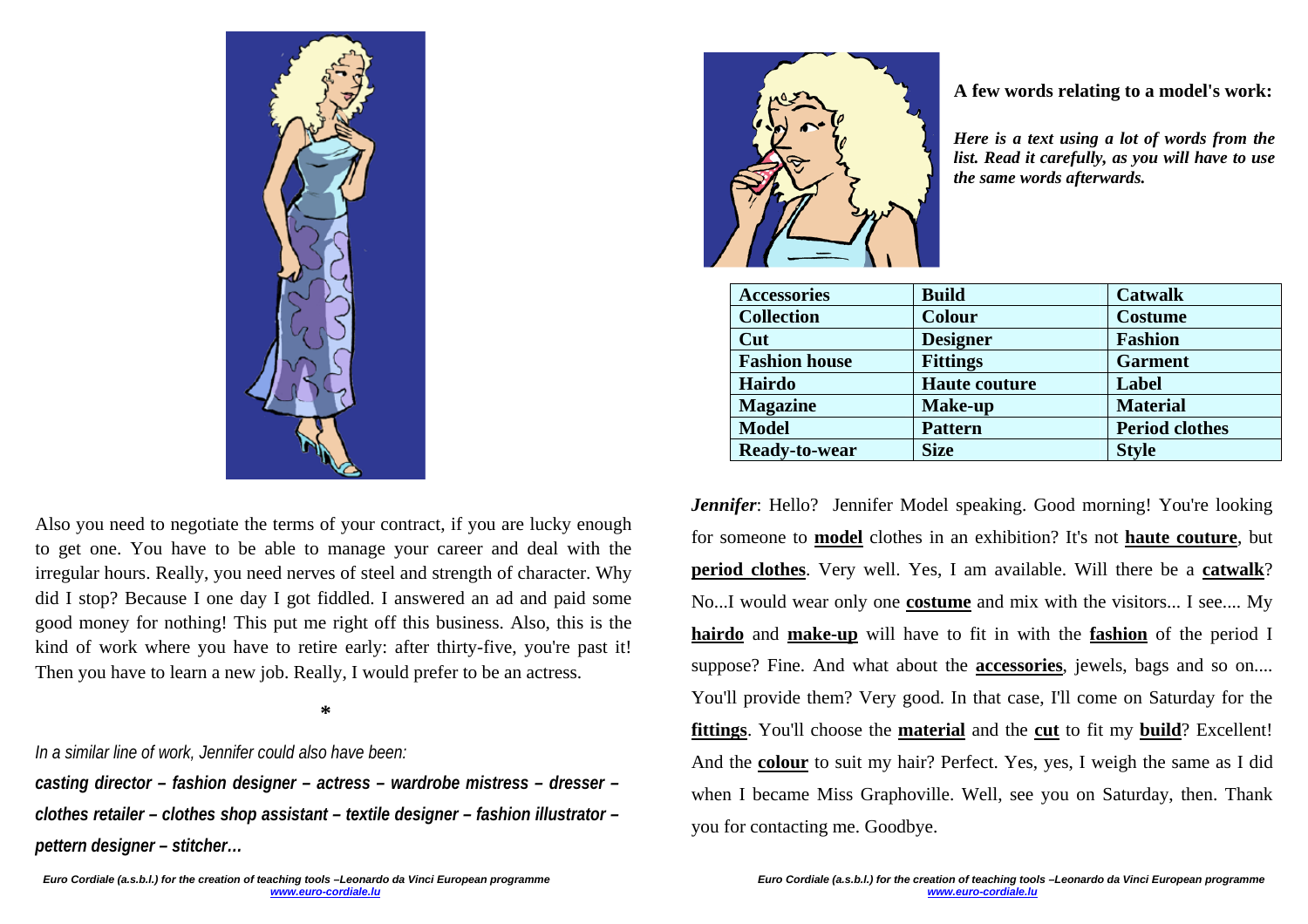Also you need to negotiate the terms of your contract, if you are lucky enough to get one. You have to be able to manage your career and deal with the irregular hours. Really, you need nerves of steel and strength of character. Why did I stop? Because I one day I got fiddled. I answered an ad and paid some good money for nothing! This put me right off this business. Also, this is the kind of work where you have to retire early: after thirty-five, you're past it! Then you have to learn a new job. Really, I would prefer to be an actress.

*

*In a similar line of work, Jennifer could also have been:*

***casting director – fashion designer – actress – wardrobe mistress – dresser – clothes retailer – clothes shop assistant – textile designer – fashion illustrator – pettern designer – stitcher…***

**A few words relating to a model's work:**

***Here is a text using a lot of words from the list. Read it carefully, as you will have to use the same words afterwards.***

| | | |
|---|---|---|
| **Accessories** | **Build** | **Catwalk** |
| **Collection** | **Colour** | **Costume** |
| **Cut** | **Designer** | **Fashion** |
| **Fashion house** | **Fittings** | **Garment** |
| **Hairdo** | **Haute couture** | **Label** |
| **Magazine** | **Make-up** | **Material** |
| **Model** | **Pattern** | **Period clothes** |
| **Ready-to-wear** | **Size** | **Style** |

***Jennifer***: Hello? Jennifer Model speaking. Good morning! You're looking for someone to **model** clothes in an exhibition? It's not **haute couture**, but **period clothes**. Very well. Yes, I am available. Will there be a **catwalk**? No...I would wear only one **costume** and mix with the visitors... I see.... My **hairdo** and **make-up** will have to fit in with the **fashion** of the period I suppose? Fine. And what about the **accessories**, jewels, bags and so on.... You'll provide them? Very good. In that case, I'll come on Saturday for the **fittings**. You'll choose the **material** and the **cut** to fit my **build**? Excellent! And the **colour** to suit my hair? Perfect. Yes, yes, I weigh the same as I did when I became Miss Graphoville. Well, see you on Saturday, then. Thank you for contacting me. Goodbye.